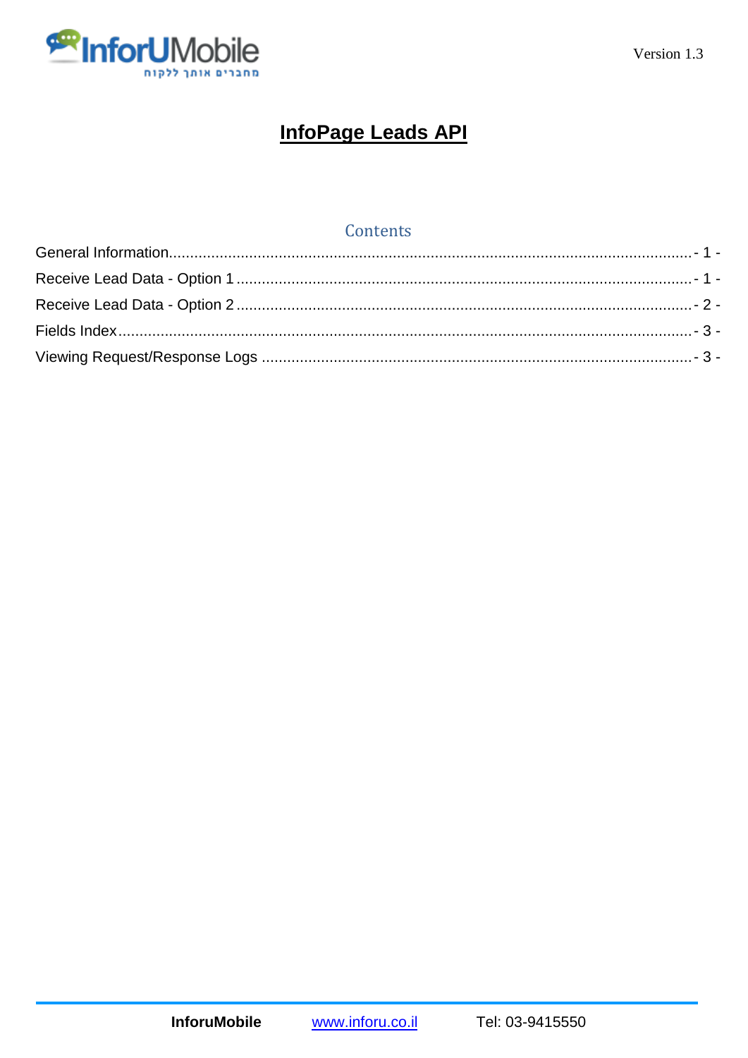Version 1.3

# InfoPage Leads API

## Contents

General Information.......................................................................- 1 -

Receive Lead Data - Option 1 .........................................................- 1 -

Receive Lead Data - Option 2 .........................................................- 2 -

Fields Index.......................................................................................- 3 -

Viewing Request/Response Logs ....................................................- 3 -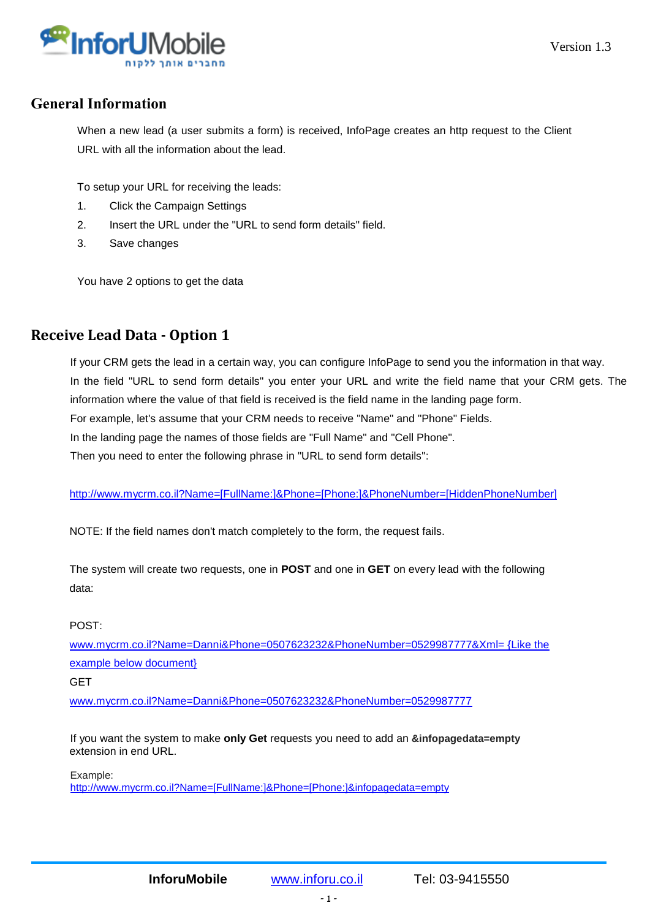## General Information

When a new lead (a user submits a form) is received, InfoPage creates an http request to the Client URL with all the information about the lead.

To setup your URL for receiving the leads:

1. Click the Campaign Settings
2. Insert the URL under the "URL to send form details" field.
3. Save changes

You have 2 options to get the data

## Receive Lead Data - Option 1

If your CRM gets the lead in a certain way, you can configure InfoPage to send you the information in that way.
In the field "URL to send form details" you enter your URL and write the field name that your CRM gets. The information where the value of that field is received is the field name in the landing page form.
For example, let's assume that your CRM needs to receive "Name" and "Phone" Fields.
In the landing page the names of those fields are "Full Name" and "Cell Phone".
Then you need to enter the following phrase in "URL to send form details":

http://www.mycrm.co.il?Name=[FullName:]&Phone=[Phone:]&PhoneNumber=[HiddenPhoneNumber]

NOTE: If the field names don't match completely to the form, the request fails.

The system will create two requests, one in **POST** and one in **GET** on every lead with the following data:

POST:
www.mycrm.co.il?Name=Danni&Phone=0507623232&PhoneNumber=0529987777&Xml= {Like the example below document}
GET
www.mycrm.co.il?Name=Danni&Phone=0507623232&PhoneNumber=0529987777

If you want the system to make **only Get** requests you need to add an **&infopagedata=empty** extension in end URL.

Example:
http://www.mycrm.co.il?Name=[FullName:]&Phone=[Phone:]&infopagedata=empty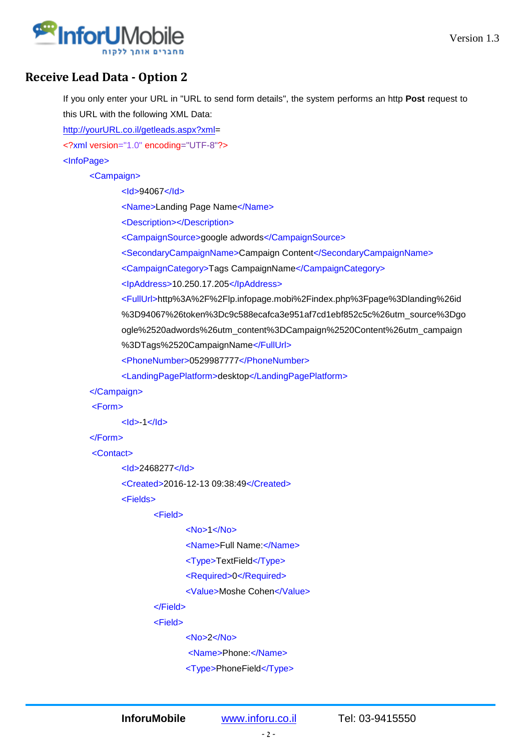## Receive Lead Data - Option 2

If you only enter your URL in "URL to send form details", the system performs an http **Post** request to this URL with the following XML Data:

http://yourURL.co.il/getleads.aspx?xml=

```
<?xml version="1.0" encoding="UTF-8"?>
<InfoPage>
    <Campaign>
        <Id>94067</Id>
        <Name>Landing Page Name</Name>
        <Description></Description>
        <CampaignSource>google adwords</CampaignSource>
        <SecondaryCampaignName>Campaign Content</SecondaryCampaignName>
        <CampaignCategory>Tags CampaignName</CampaignCategory>
        <IpAddress>10.250.17.205</IpAddress>
        <FullUrl>http%3A%2F%2Flp.infopage.mobi%2Findex.php%3Fpage%3Dlanding%26id
        %3D94067%26token%3Dc9c588ecafca3e951af7cd1ebf852c5c%26utm_source%3Dgo
        ogle%2520adwords%26utm_content%3DCampaign%2520Content%26utm_campaign
        %3DTags%2520CampaignName</FullUrl>
        <PhoneNumber>0529987777</PhoneNumber>
        <LandingPagePlatform>desktop</LandingPagePlatform>
    </Campaign>
    <Form>
        <Id>-1</Id>
    </Form>
    <Contact>
        <Id>2468277</Id>
        <Created>2016-12-13 09:38:49</Created>
        <Fields>
            <Field>
                <No>1</No>
                <Name>Full Name:</Name>
                <Type>TextField</Type>
                <Required>0</Required>
                <Value>Moshe Cohen</Value>
            </Field>
            <Field>
                <No>2</No>
                <Name>Phone:</Name>
                <Type>PhoneField</Type>
```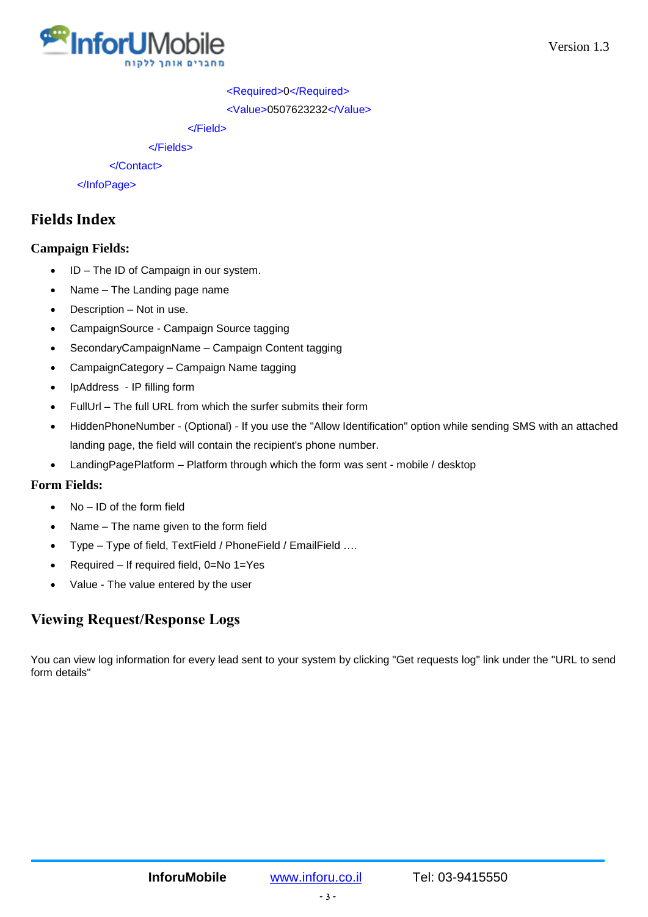```
                <Required>0</Required>
                <Value>0507623232</Value>
            </Field>
        </Fields>
    </Contact>
</InfoPage>
```

## Fields Index

### Campaign Fields:

- ID – The ID of Campaign in our system.
- Name – The Landing page name
- Description – Not in use.
- CampaignSource - Campaign Source tagging
- SecondaryCampaignName – Campaign Content tagging
- CampaignCategory – Campaign Name tagging
- IpAddress - IP filling form
- FullUrl – The full URL from which the surfer submits their form
- HiddenPhoneNumber - (Optional) - If you use the "Allow Identification" option while sending SMS with an attached landing page, the field will contain the recipient's phone number.
- LandingPagePlatform – Platform through which the form was sent - mobile / desktop

### Form Fields:

- No – ID of the form field
- Name – The name given to the form field
- Type – Type of field, TextField / PhoneField / EmailField ….
- Required – If required field, 0=No 1=Yes
- Value - The value entered by the user

## Viewing Request/Response Logs

You can view log information for every lead sent to your system by clicking "Get requests log" link under the "URL to send form details"